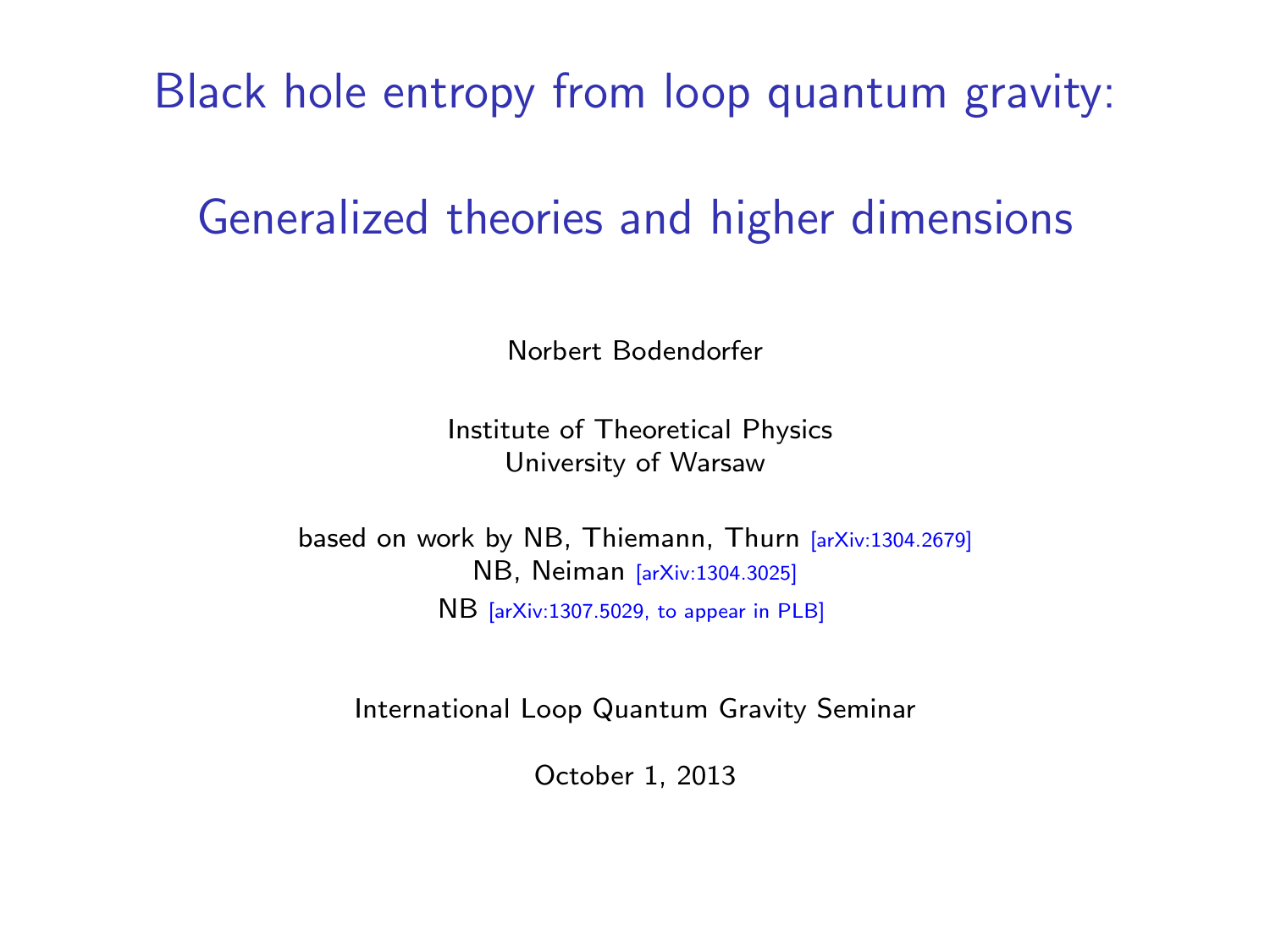# Black hole entropy from loop quantum gravity:

# Generalized theories and higher dimensions

Norbert Bodendorfer

Institute of Theoretical Physics
University of Warsaw

based on work by NB, Thiemann, Thurn [arXiv:1304.2679]
NB, Neiman [arXiv:1304.3025]
NB [arXiv:1307.5029, to appear in PLB]

International Loop Quantum Gravity Seminar

October 1, 2013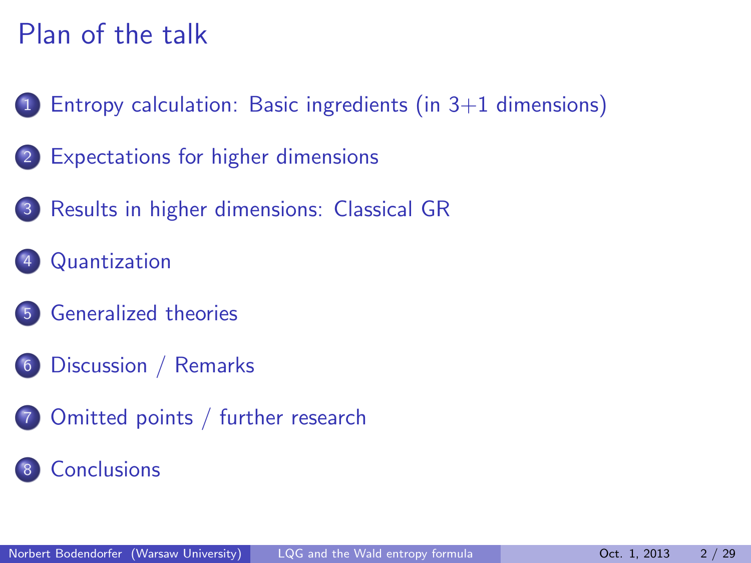# Plan of the talk

1. Entropy calculation: Basic ingredients (in 3+1 dimensions)
2. Expectations for higher dimensions
3. Results in higher dimensions: Classical GR
4. Quantization
5. Generalized theories
6. Discussion / Remarks
7. Omitted points / further research
8. Conclusions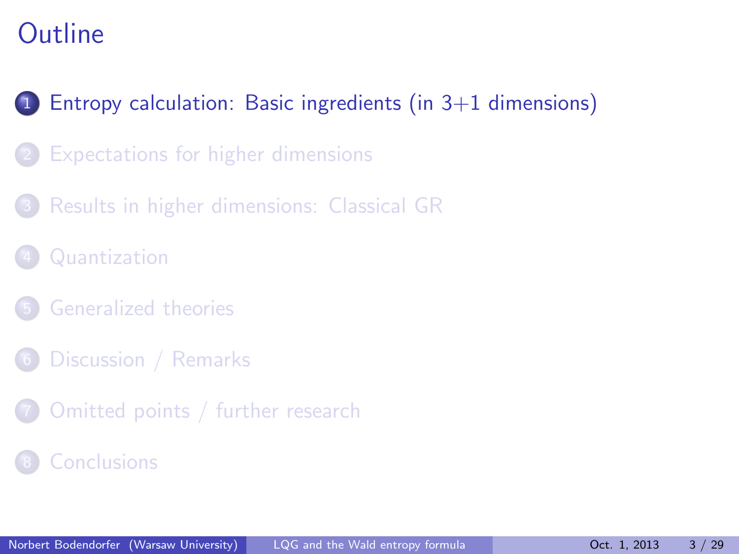# Outline

1. Entropy calculation: Basic ingredients (in 3+1 dimensions)
2. Expectations for higher dimensions
3. Results in higher dimensions: Classical GR
4. Quantization
5. Generalized theories
6. Discussion / Remarks
7. Omitted points / further research
8. Conclusions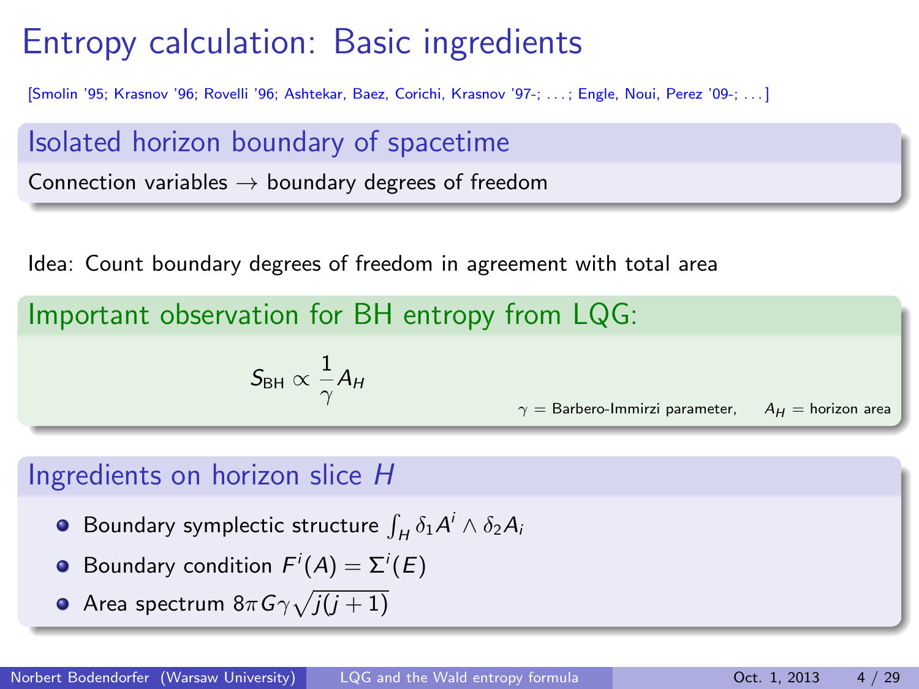# Entropy calculation: Basic ingredients

[Smolin '95; Krasnov '96; Rovelli '96; Ashtekar, Baez, Corichi, Krasnov '97-; . . . ; Engle, Noui, Perez '09-; . . . ]

## Isolated horizon boundary of spacetime

Connection variables $\rightarrow$ boundary degrees of freedom

Idea: Count boundary degrees of freedom in agreement with total area

## Important observation for BH entropy from LQG:

$$S_{\text{BH}} \propto \frac{1}{\gamma} A_H$$

$\gamma$ = Barbero-Immirzi parameter, $A_H$ = horizon area

## Ingredients on horizon slice $H$

- Boundary symplectic structure $\int_H \delta_1 A^i \wedge \delta_2 A_i$
- Boundary condition $F^i(A) = \Sigma^i(E)$
- Area spectrum $8\pi G \gamma \sqrt{j(j+1)}$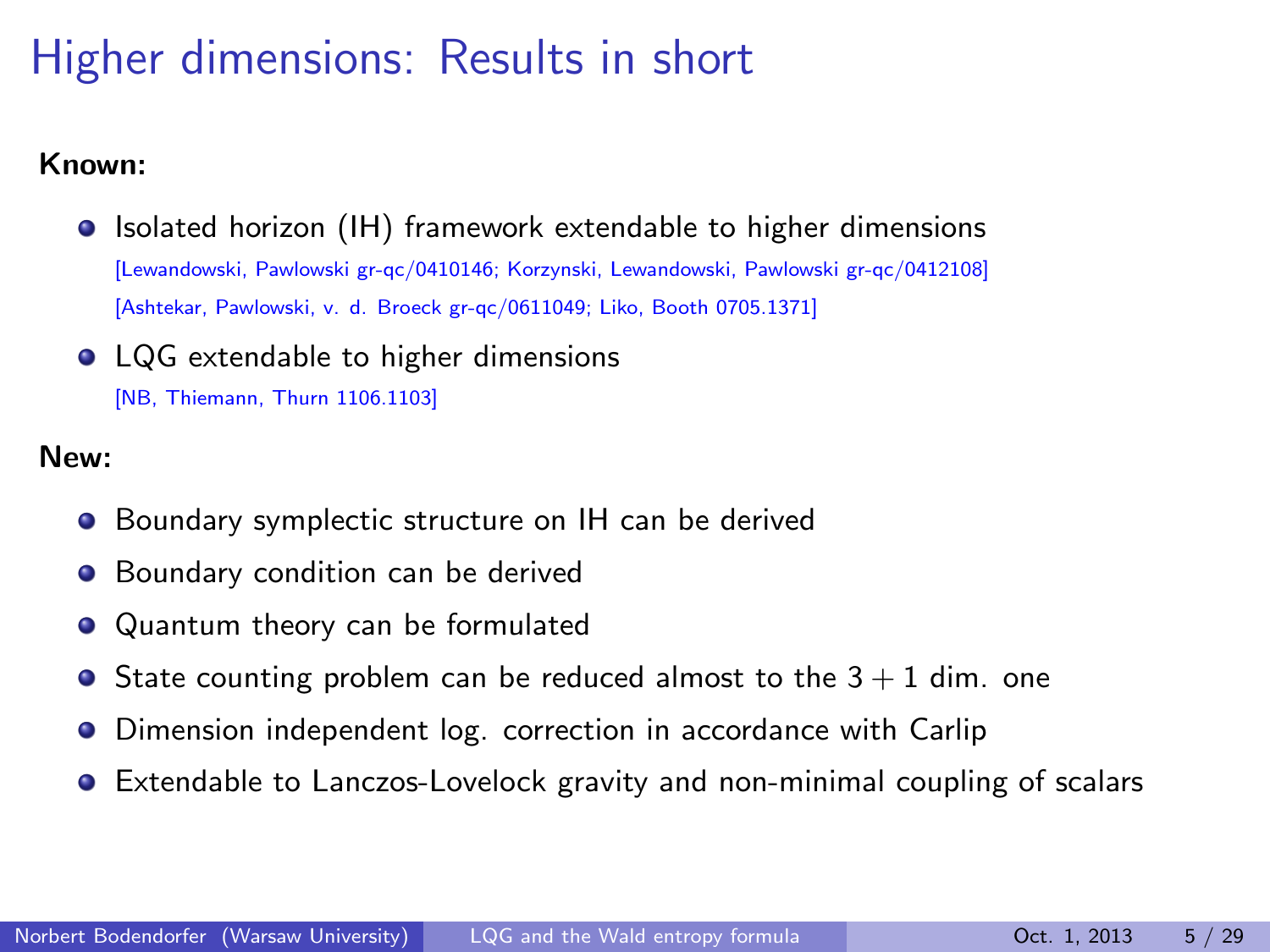# Higher dimensions: Results in short

**Known:**

- Isolated horizon (IH) framework extendable to higher dimensions
  [Lewandowski, Pawlowski gr-qc/0410146; Korzynski, Lewandowski, Pawlowski gr-qc/0412108]
  [Ashtekar, Pawlowski, v. d. Broeck gr-qc/0611049; Liko, Booth 0705.1371]
- LQG extendable to higher dimensions
  [NB, Thiemann, Thurn 1106.1103]

**New:**

- Boundary symplectic structure on IH can be derived
- Boundary condition can be derived
- Quantum theory can be formulated
- State counting problem can be reduced almost to the $3+1$ dim. one
- Dimension independent log. correction in accordance with Carlip
- Extendable to Lanczos-Lovelock gravity and non-minimal coupling of scalars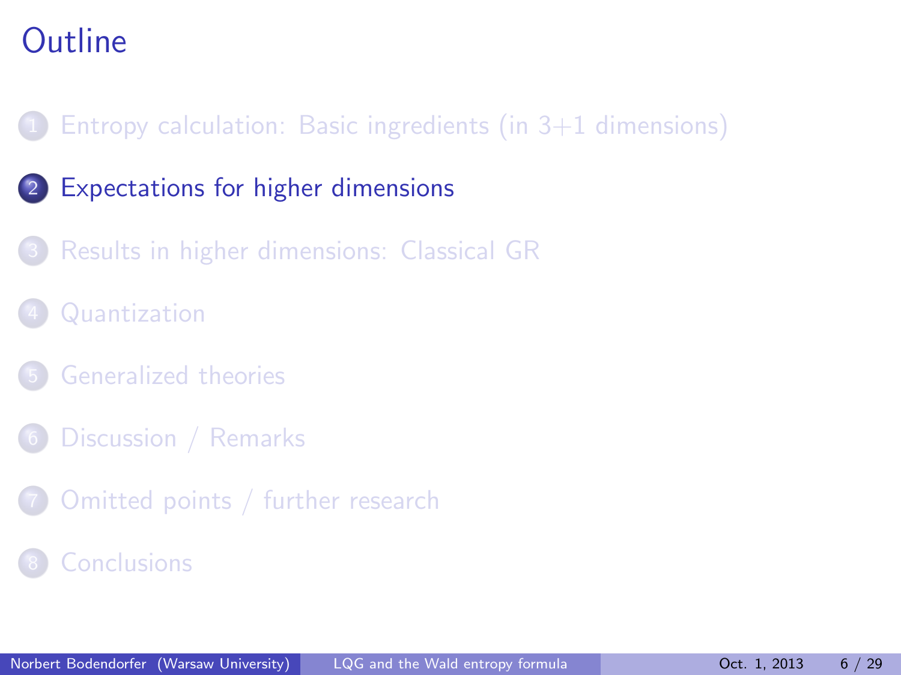# Outline

1. Entropy calculation: Basic ingredients (in 3+1 dimensions)
2. Expectations for higher dimensions
3. Results in higher dimensions: Classical GR
4. Quantization
5. Generalized theories
6. Discussion / Remarks
7. Omitted points / further research
8. Conclusions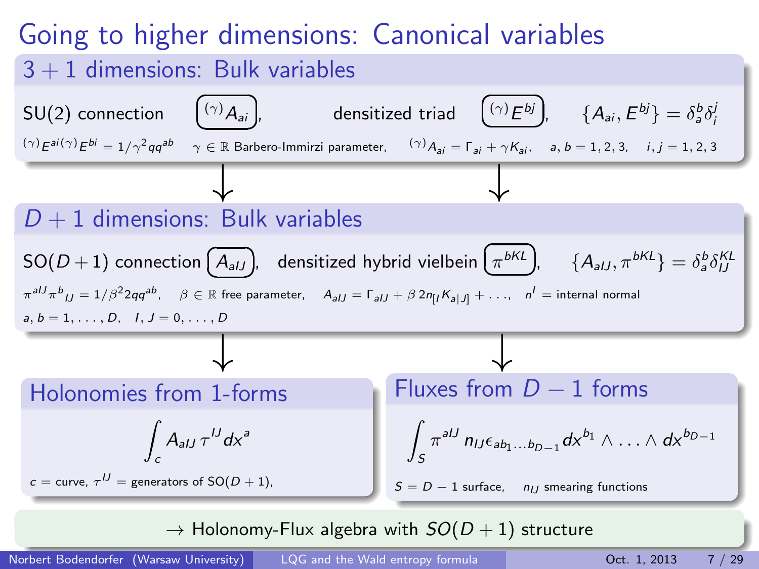# Going to higher dimensions: Canonical variables

## $3+1$ dimensions: Bulk variables

SU(2) connection $\boxed{{}^{(\gamma)}A_{ai}}$, densitized triad $\boxed{{}^{(\gamma)}E^{bj}}$, $\{A_{ai}, E^{bj}\} = \delta_a^b \delta_i^j$

${}^{(\gamma)}E^{ai\,(\gamma)}E^{bi} = 1/\gamma^2 q q^{ab}$ $\quad \gamma \in \mathbb{R}$ Barbero-Immirzi parameter, $\quad {}^{(\gamma)}A_{ai} = \Gamma_{ai} + \gamma K_{ai}$, $\quad a, b = 1, 2, 3, \quad i, j = 1, 2, 3$

## $D+1$ dimensions: Bulk variables

SO$(D+1)$ connection $\boxed{A_{aIJ}}$, densitized hybrid vielbein $\boxed{\pi^{bKL}}$, $\{A_{aIJ}, \pi^{bKL}\} = \delta_a^b \delta_{IJ}^{KL}$

$\pi^{aIJ}\pi^{b}{}_{IJ} = 1/\beta^2 2 q q^{ab}$, $\quad \beta \in \mathbb{R}$ free parameter, $\quad A_{aIJ} = \Gamma_{aIJ} + \beta\, 2 n_{[I} K_{a|J]} + \ldots$, $\quad n^I =$ internal normal

$a, b = 1, \ldots, D, \quad I, J = 0, \ldots, D$

## Holonomies from 1-forms

$$\int_c A_{aIJ}\, \tau^{IJ} dx^a$$

$c =$ curve, $\tau^{IJ} =$ generators of SO$(D+1)$,

## Fluxes from $D-1$ forms

$$\int_S \pi^{aIJ}\, n_{IJ} \epsilon_{ab_1 \ldots b_{D-1}} dx^{b_1} \wedge \ldots \wedge dx^{b_{D-1}}$$

$S = D-1$ surface, $\quad n_{IJ}$ smearing functions

$\rightarrow$ Holonomy-Flux algebra with $SO(D+1)$ structure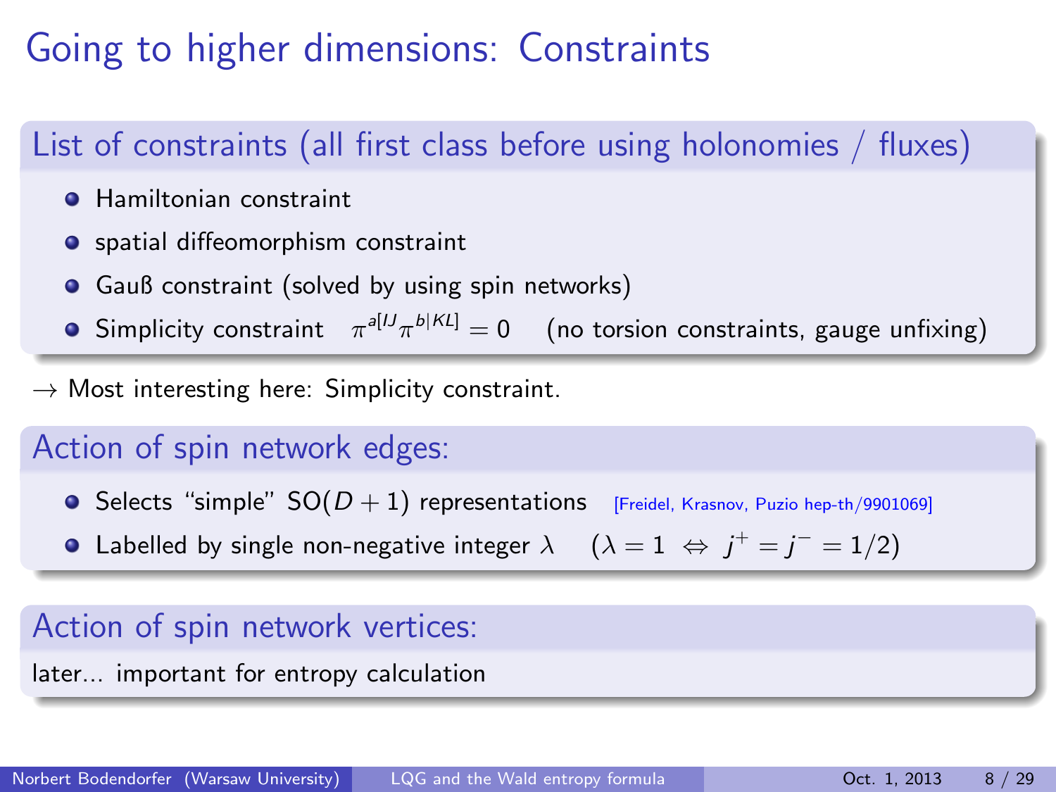# Going to higher dimensions: Constraints

## List of constraints (all first class before using holonomies / fluxes)

- Hamiltonian constraint
- spatial diffeomorphism constraint
- Gauß constraint (solved by using spin networks)
- Simplicity constraint $\pi^{a[IJ}\pi^{b|KL]} = 0$ (no torsion constraints, gauge unfixing)

$\rightarrow$ Most interesting here: Simplicity constraint.

## Action of spin network edges:

- Selects "simple" $\mathrm{SO}(D+1)$ representations [Freidel, Krasnov, Puzio hep-th/9901069]
- Labelled by single non-negative integer $\lambda$ $(\lambda = 1 \Leftrightarrow j^+ = j^- = 1/2)$

## Action of spin network vertices:

later... important for entropy calculation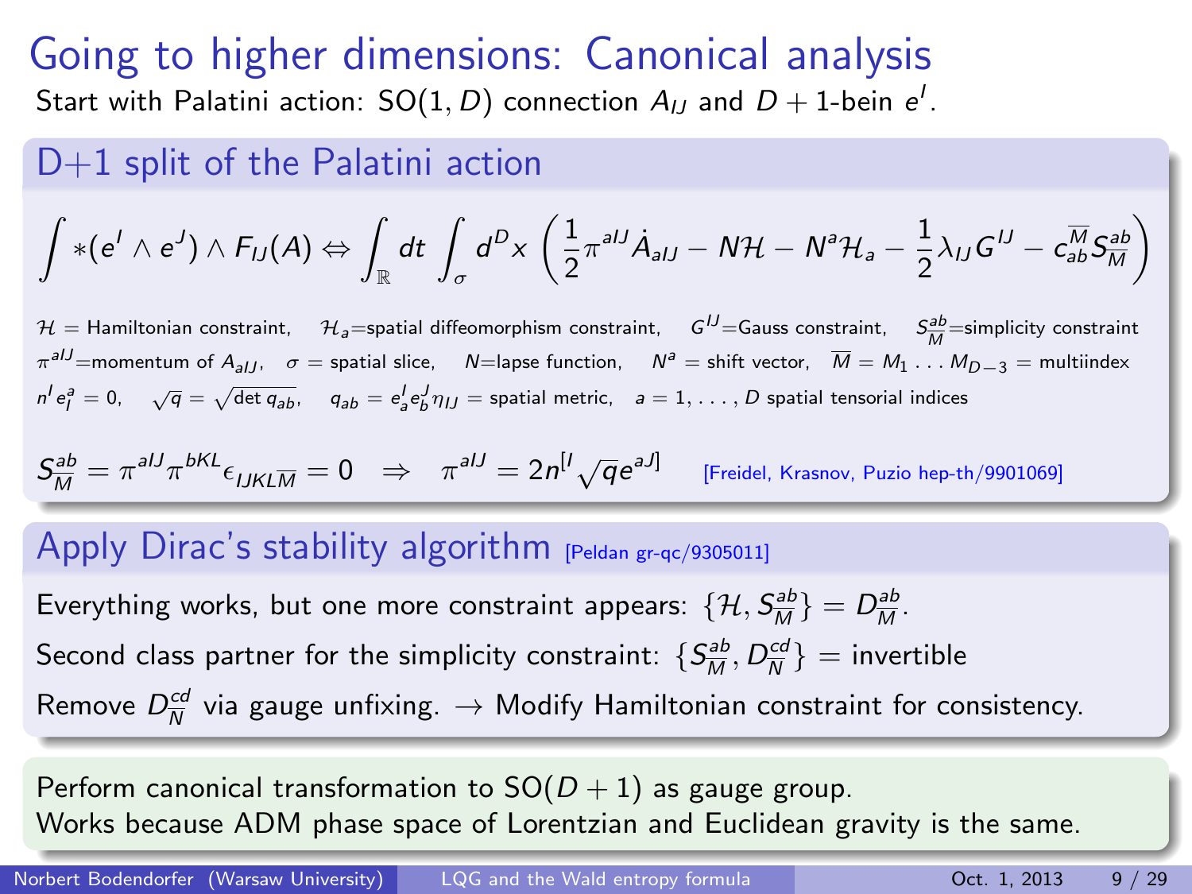# Going to higher dimensions: Canonical analysis

Start with Palatini action: SO$(1, D)$ connection $A_{IJ}$ and $D+1$-bein $e^I$.

## D+1 split of the Palatini action

$$\int *(e^I \wedge e^J) \wedge F_{IJ}(A) \Leftrightarrow \int_{\mathbb{R}} dt \int_{\sigma} d^D x \left( \frac{1}{2} \pi^{aIJ} \dot{A}_{aIJ} - N\mathcal{H} - N^a \mathcal{H}_a - \frac{1}{2} \lambda_{IJ} G^{IJ} - c_{ab}^{\overline{M}} S^{ab}_{\overline{M}} \right)$$

$\mathcal{H}$ = Hamiltonian constraint, $\mathcal{H}_a$=spatial diffeomorphism constraint, $G^{IJ}$=Gauss constraint, $S^{ab}_{\overline{M}}$=simplicity constraint
$\pi^{aIJ}$=momentum of $A_{aIJ}$, $\sigma$ = spatial slice, $N$=lapse function, $N^a$ = shift vector, $\overline{M} = M_1 \ldots M_{D-3}$ = multiindex
$n^I e^a_I = 0$, $\sqrt{q} = \sqrt{\det q_{ab}}$, $q_{ab} = e^I_a e^J_b \eta_{IJ}$ = spatial metric, $a = 1, \ldots, D$ spatial tensorial indices

$$S^{ab}_{\overline{M}} = \pi^{aIJ} \pi^{bKL} \epsilon_{IJKL\overline{M}} = 0 \quad \Rightarrow \quad \pi^{aIJ} = 2n^{[I} \sqrt{q} e^{aJ]}$$

[Freidel, Krasnov, Puzio hep-th/9901069]

## Apply Dirac's stability algorithm [Peldan gr-qc/9305011]

Everything works, but one more constraint appears: $\{\mathcal{H}, S^{ab}_{\overline{M}}\} = D^{ab}_{\overline{M}}$.

Second class partner for the simplicity constraint: $\{S^{ab}_{\overline{M}}, D^{cd}_{\overline{N}}\}$ = invertible

Remove $D^{cd}_{\overline{N}}$ via gauge unfixing. → Modify Hamiltonian constraint for consistency.

Perform canonical transformation to SO$(D+1)$ as gauge group.
Works because ADM phase space of Lorentzian and Euclidean gravity is the same.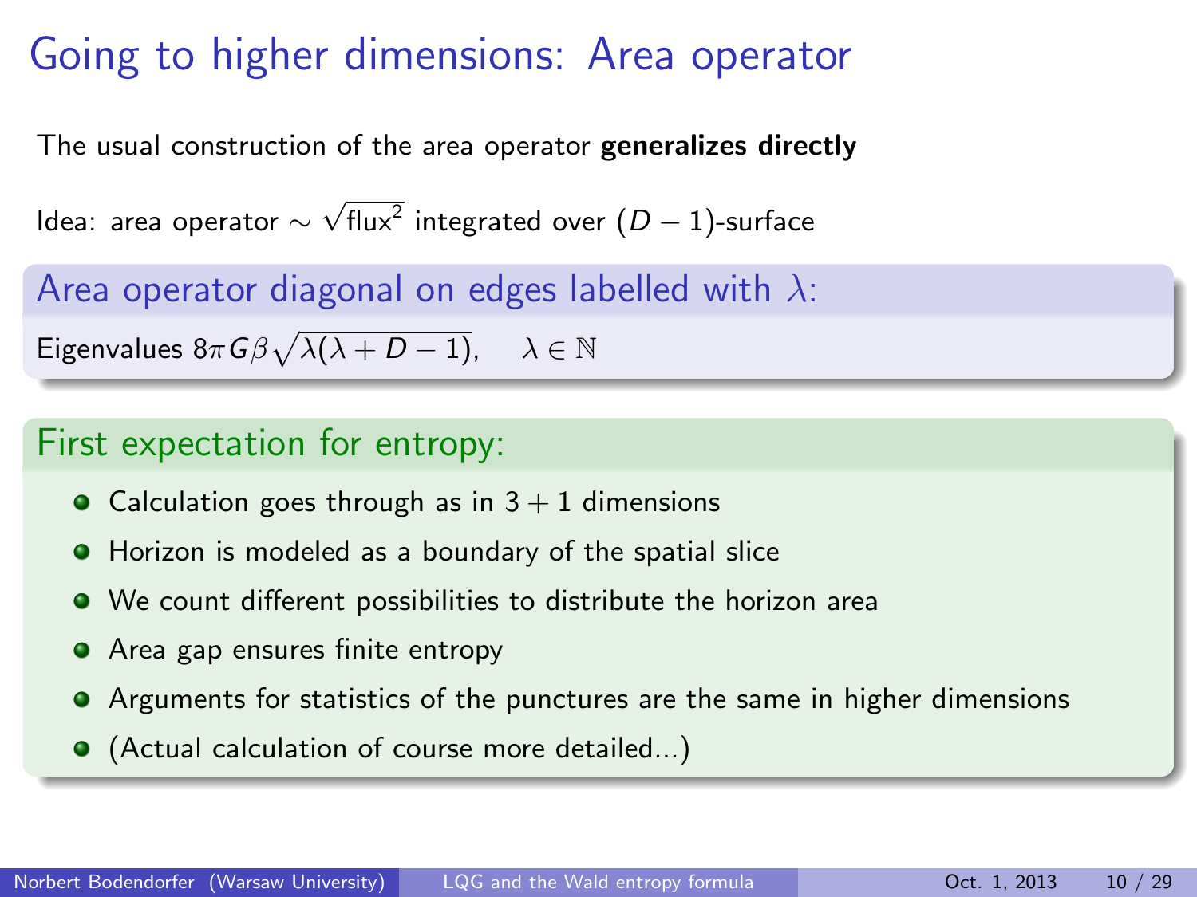# Going to higher dimensions: Area operator

The usual construction of the area operator **generalizes directly**

Idea: area operator $\sim \sqrt{\text{flux}^2}$ integrated over $(D-1)$-surface

### Area operator diagonal on edges labelled with $\lambda$:

Eigenvalues $8\pi G\beta\sqrt{\lambda(\lambda+D-1)}, \quad \lambda \in \mathbb{N}$

### First expectation for entropy:

- Calculation goes through as in $3+1$ dimensions
- Horizon is modeled as a boundary of the spatial slice
- We count different possibilities to distribute the horizon area
- Area gap ensures finite entropy
- Arguments for statistics of the punctures are the same in higher dimensions
- (Actual calculation of course more detailed...)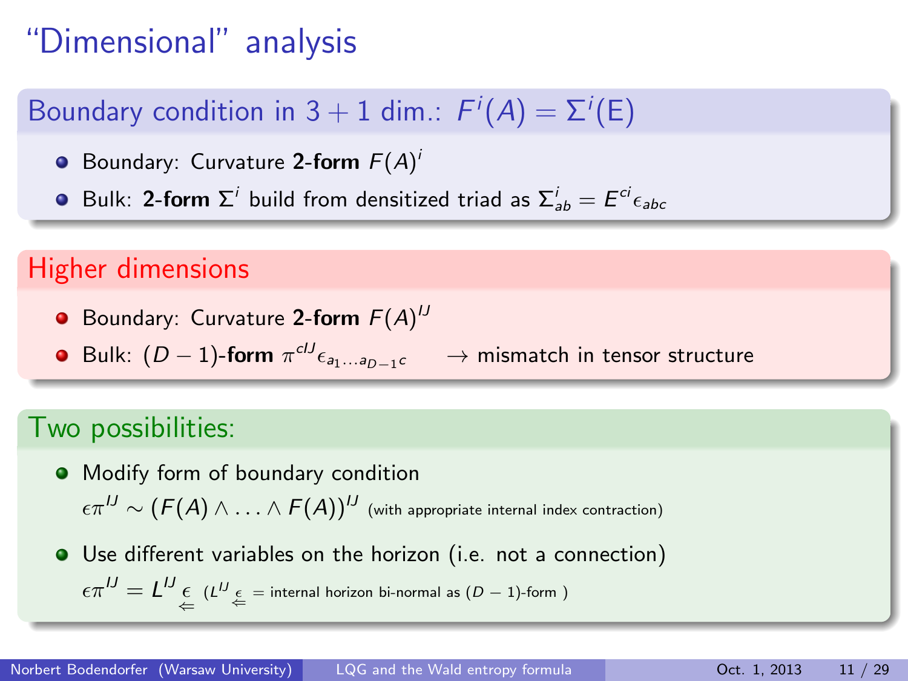# "Dimensional" analysis

## Boundary condition in $3 + 1$ dim.: $F^i(A) = \Sigma^i(\mathrm{E})$

- Boundary: Curvature **2-form** $F(A)^i$
- Bulk: **2-form** $\Sigma^i$ build from densitized triad as $\Sigma^i_{ab} = E^{ci}\epsilon_{abc}$

## Higher dimensions

- Boundary: Curvature **2-form** $F(A)^{IJ}$
- Bulk: $(D-1)$-**form** $\pi^{cIJ}\epsilon_{a_1 \ldots a_{D-1}c}$ $\quad \rightarrow$ mismatch in tensor structure

## Two possibilities:

- Modify form of boundary condition

  $\epsilon\pi^{IJ} \sim (F(A) \wedge \ldots \wedge F(A))^{IJ}$ (with appropriate internal index contraction)

- Use different variables on the horizon (i.e. not a connection)

  $\epsilon\pi^{IJ} = L^{IJ} \underset{\Leftarrow}{\epsilon}$ ($L^{IJ} \underset{\Leftarrow}{\epsilon}$ = internal horizon bi-normal as $(D-1)$-form )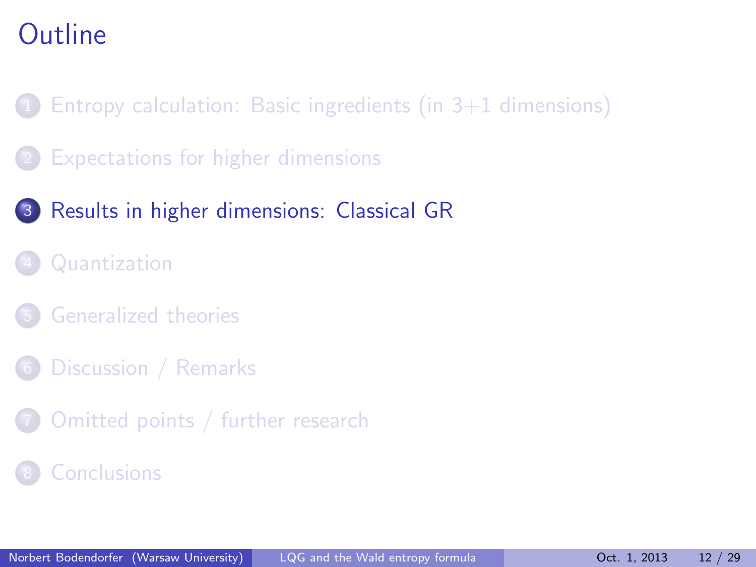# Outline

1. Entropy calculation: Basic ingredients (in 3+1 dimensions)
2. Expectations for higher dimensions
3. **Results in higher dimensions: Classical GR**
4. Quantization
5. Generalized theories
6. Discussion / Remarks
7. Omitted points / further research
8. Conclusions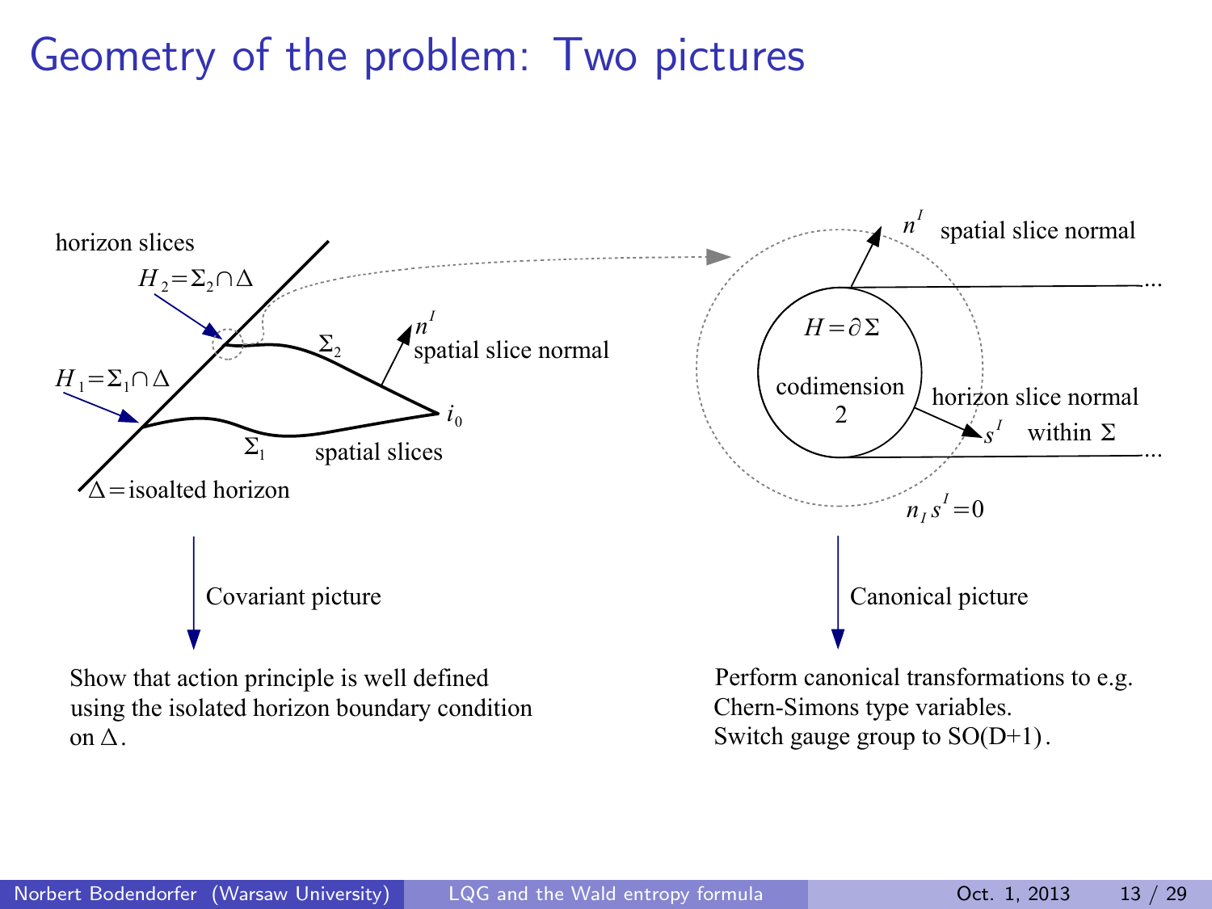# Geometry of the problem: Two pictures

horizon slices

$H_2 = \Sigma_2 \cap \Delta$

$H_1 = \Sigma_1 \cap \Delta$

$\Sigma_2$

$n^I$ spatial slice normal

$i_0$

$\Sigma_1$ spatial slices

$\Delta =$ isoalted horizon

$n^I$ spatial slice normal

$H = \partial \Sigma$

codimension 2

horizon slice normal $s^I$ within $\Sigma$

$n_I s^I = 0$

Covariant picture

Show that action principle is well defined using the isolated horizon boundary condition on $\Delta$.

Canonical picture

Perform canonical transformations to e.g. Chern-Simons type variables.
Switch gauge group to SO(D+1).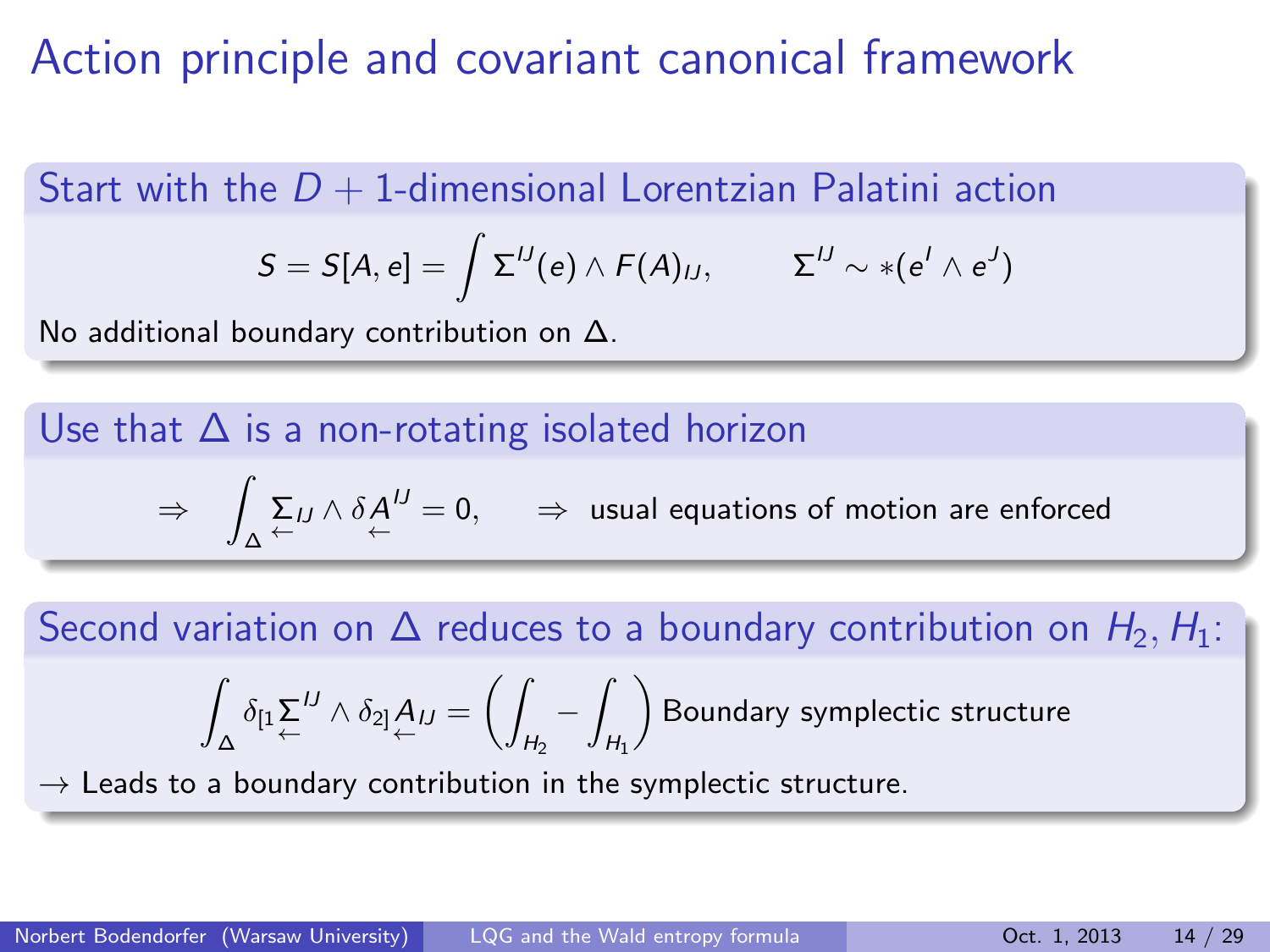# Action principle and covariant canonical framework

## Start with the $D+1$-dimensional Lorentzian Palatini action

$$S = S[A, e] = \int \Sigma^{IJ}(e) \wedge F(A)_{IJ}, \qquad \Sigma^{IJ} \sim *(e^I \wedge e^J)$$

No additional boundary contribution on $\Delta$.

## Use that $\Delta$ is a non-rotating isolated horizon

$$\Rightarrow \quad \int_\Delta \underset{\leftarrow}{\Sigma}_{IJ} \wedge \delta \underset{\leftarrow}{A}^{IJ} = 0, \qquad \Rightarrow \text{ usual equations of motion are enforced}$$

## Second variation on $\Delta$ reduces to a boundary contribution on $H_2, H_1$:

$$\int_\Delta \delta_{[1} \underset{\leftarrow}{\Sigma}^{IJ} \wedge \delta_{2]} \underset{\leftarrow}{A}_{IJ} = \left( \int_{H_2} - \int_{H_1} \right) \text{Boundary symplectic structure}$$

$\rightarrow$ Leads to a boundary contribution in the symplectic structure.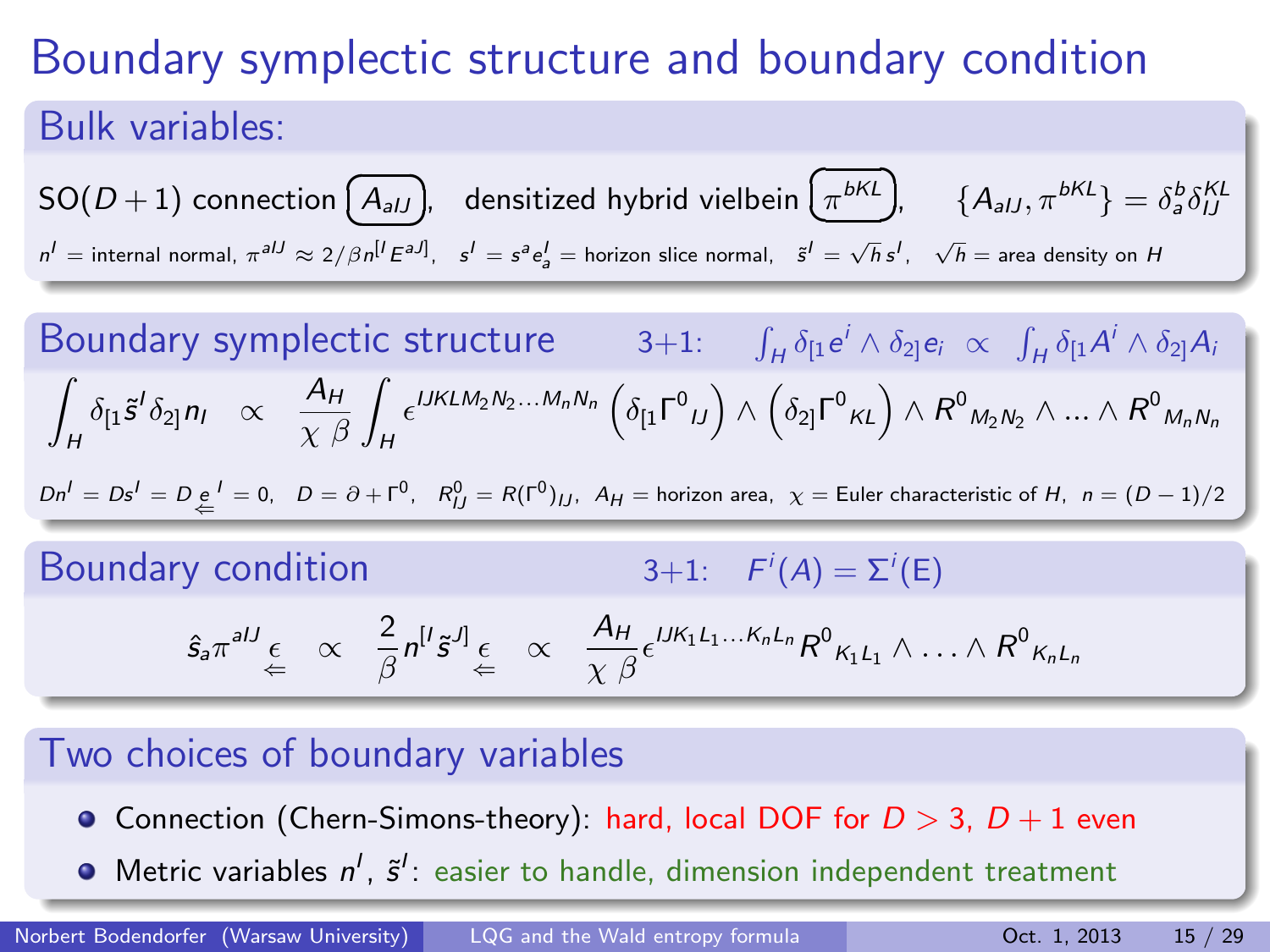# Boundary symplectic structure and boundary condition

## Bulk variables:

SO$(D+1)$ connection $\boxed{A_{aIJ}}$, densitized hybrid vielbein $\boxed{\pi^{bKL}}$, $\{A_{aIJ}, \pi^{bKL}\} = \delta_a^b \delta_{IJ}^{KL}$

$n^I$ = internal normal, $\pi^{aIJ} \approx 2/\beta n^{[I} E^{aJ]}$, $s^I = s^a e_a^I$ = horizon slice normal, $\tilde{s}^I = \sqrt{h}\, s^I$, $\sqrt{h}$ = area density on $H$

## Boundary symplectic structure

3+1: $\int_H \delta_{[1} e^i \wedge \delta_{2]} e_i \;\propto\; \int_H \delta_{[1} A^i \wedge \delta_{2]} A_i$

$$\int_H \delta_{[1} \tilde{s}^I \delta_{2]} n_I \quad \propto \quad \frac{A_H}{\chi\, \beta} \int_H \epsilon^{IJKLM_2N_2\ldots M_nN_n} \left(\delta_{[1}\Gamma^0{}_{IJ}\right) \wedge \left(\delta_{2]}\Gamma^0{}_{KL}\right) \wedge R^0{}_{M_2N_2} \wedge \ldots \wedge R^0{}_{M_nN_n}$$

$Dn^I = Ds^I = D \underset{\Leftarrow}{e}{}^I = 0$, $D = \partial + \Gamma^0$, $R^0_{IJ} = R(\Gamma^0)_{IJ}$, $A_H$ = horizon area, $\chi$ = Euler characteristic of $H$, $n = (D-1)/2$

## Boundary condition

3+1: $F^i(A) = \Sigma^i(\mathrm{E})$

$$\hat{s}_a \pi^{aIJ} \underset{\Leftarrow}{\epsilon} \quad \propto \quad \frac{2}{\beta} n^{[I} \tilde{s}^{J]} \underset{\Leftarrow}{\epsilon} \quad \propto \quad \frac{A_H}{\chi\, \beta} \epsilon^{IJK_1L_1\ldots K_nL_n} R^0{}_{K_1L_1} \wedge \ldots \wedge R^0{}_{K_nL_n}$$

## Two choices of boundary variables

- Connection (Chern-Simons-theory): hard, local DOF for $D > 3$, $D+1$ even
- Metric variables $n^I$, $\tilde{s}^I$: easier to handle, dimension independent treatment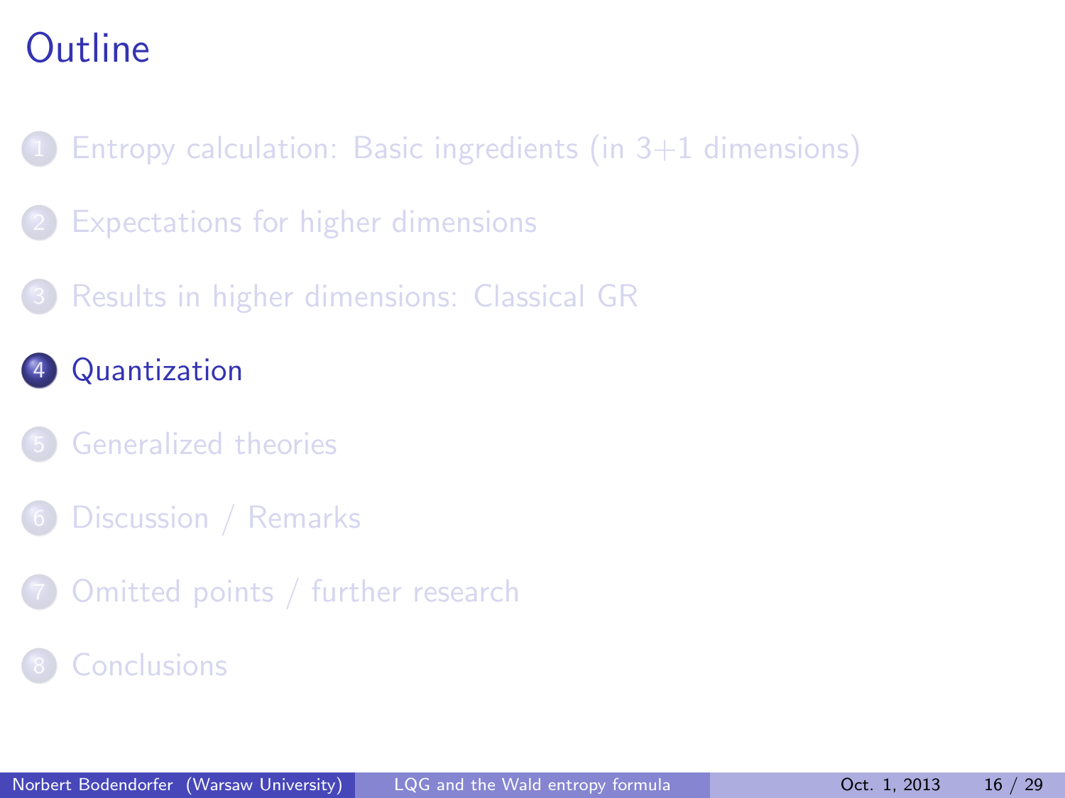# Outline

1. Entropy calculation: Basic ingredients (in 3+1 dimensions)
2. Expectations for higher dimensions
3. Results in higher dimensions: Classical GR
4. **Quantization**
5. Generalized theories
6. Discussion / Remarks
7. Omitted points / further research
8. Conclusions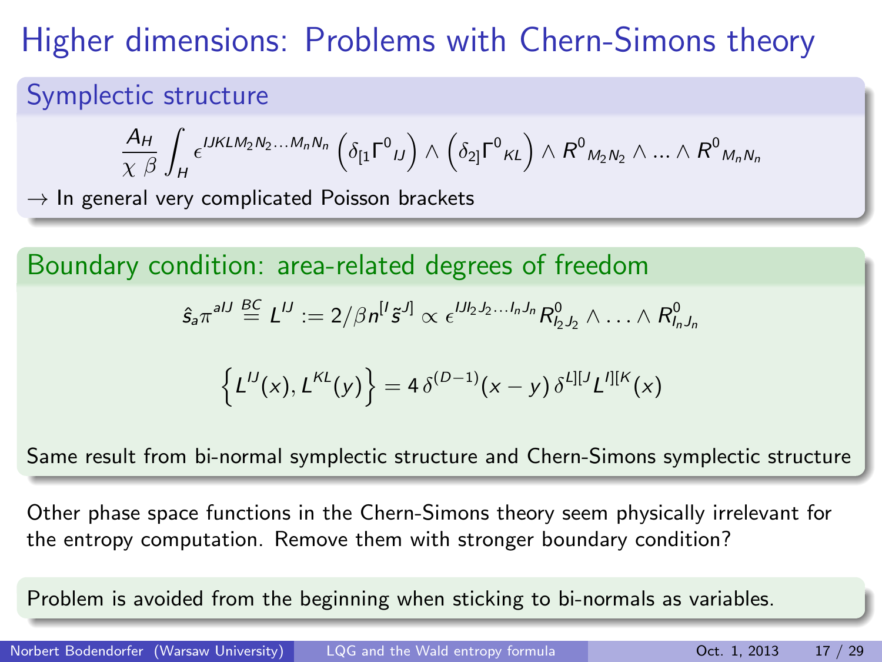# Higher dimensions: Problems with Chern-Simons theory

## Symplectic structure

$$\frac{A_H}{\chi\ \beta} \int_H \epsilon^{IJKLM_2N_2\dots M_nN_n} \left(\delta_{[1}\Gamma^0{}_{IJ}\right) \wedge \left(\delta_{2]}\Gamma^0{}_{KL}\right) \wedge R^0{}_{M_2N_2} \wedge \dots \wedge R^0{}_{M_nN_n}$$

→ In general very complicated Poisson brackets

## Boundary condition: area-related degrees of freedom

$$\hat{s}_a \pi^{aIJ} \overset{BC}{=} L^{IJ} := 2/\beta n^{[I}\tilde{s}^{J]} \propto \epsilon^{IJI_2J_2\dots I_nJ_n} R^0_{I_2J_2} \wedge \dots \wedge R^0_{I_nJ_n}$$

$$\left\{L^{IJ}(x), L^{KL}(y)\right\} = 4\,\delta^{(D-1)}(x-y)\,\delta^{L][J} L^{I][K}(x)$$

Same result from bi-normal symplectic structure and Chern-Simons symplectic structure

Other phase space functions in the Chern-Simons theory seem physically irrelevant for the entropy computation. Remove them with stronger boundary condition?

Problem is avoided from the beginning when sticking to bi-normals as variables.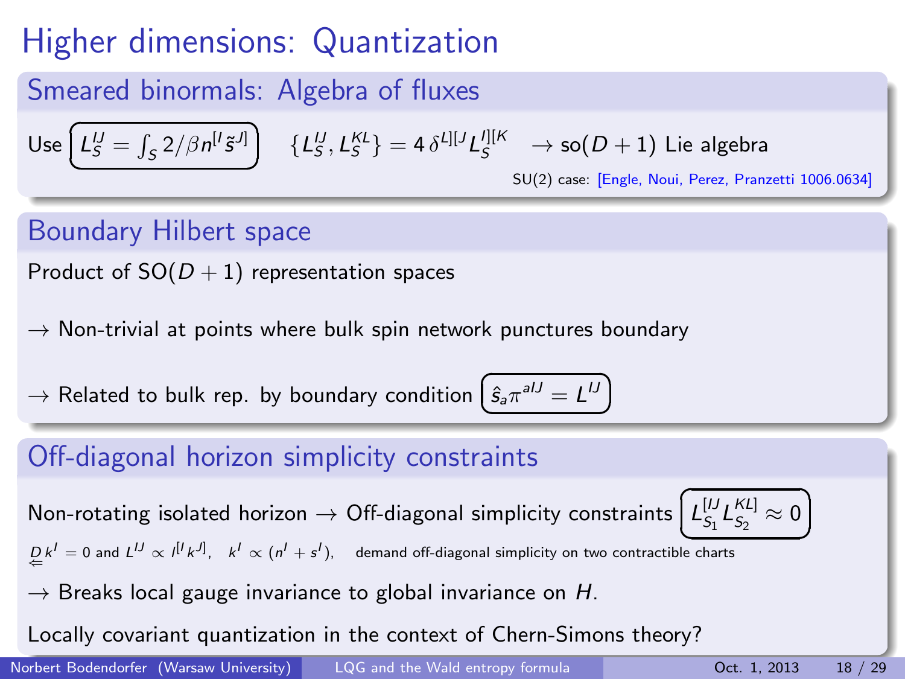# Higher dimensions: Quantization

## Smeared binormals: Algebra of fluxes

Use $L_S^{IJ} = \int_S 2/\beta n^{[I} \tilde{s}^{J]}$ $\quad \{L_S^{IJ}, L_S^{KL}\} = 4\, \delta^{L][J} L_S^{I][K}$ $\rightarrow$ so$(D+1)$ Lie algebra

SU(2) case: [Engle, Noui, Perez, Pranzetti 1006.0634]

## Boundary Hilbert space

Product of SO$(D+1)$ representation spaces

$\rightarrow$ Non-trivial at points where bulk spin network punctures boundary

$\rightarrow$ Related to bulk rep. by boundary condition $\hat{s}_a \pi^{aIJ} = L^{IJ}$

## Off-diagonal horizon simplicity constraints

Non-rotating isolated horizon $\rightarrow$ Off-diagonal simplicity constraints $L_{S_1}^{[IJ} L_{S_2}^{KL]} \approx 0$

$\underleftarrow{D} k^I = 0$ and $L^{IJ} \propto l^{[I} k^{J]}$, $\quad k^I \propto (n^I + s^I)$, $\quad$ demand off-diagonal simplicity on two contractible charts

$\rightarrow$ Breaks local gauge invariance to global invariance on $H$.

Locally covariant quantization in the context of Chern-Simons theory?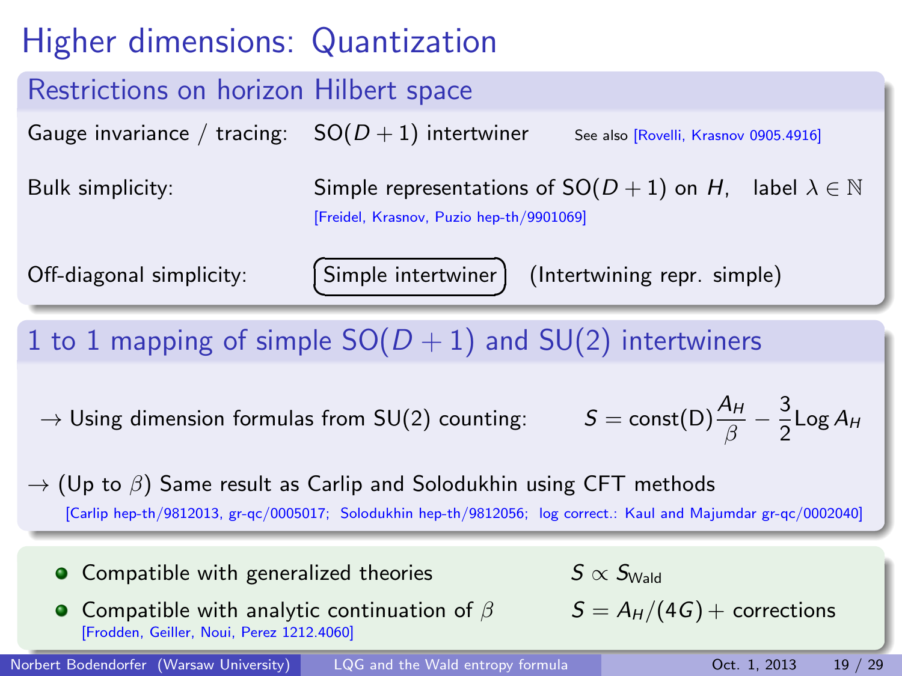# Higher dimensions: Quantization

## Restrictions on horizon Hilbert space

Gauge invariance / tracing: $SO(D+1)$ intertwiner — See also [Rovelli, Krasnov 0905.4916]

Bulk simplicity: Simple representations of $SO(D+1)$ on $H$, label $\lambda \in \mathbb{N}$ [Freidel, Krasnov, Puzio hep-th/9901069]

Off-diagonal simplicity: **Simple intertwiner** (Intertwining repr. simple)

## 1 to 1 mapping of simple $SO(D+1)$ and $SU(2)$ intertwiners

→ Using dimension formulas from SU(2) counting: $S = \text{const(D)} \frac{A_H}{\beta} - \frac{3}{2} \text{Log}\, A_H$

→ (Up to $\beta$) Same result as Carlip and Solodukhin using CFT methods

[Carlip hep-th/9812013, gr-qc/0005017; Solodukhin hep-th/9812056; log correct.: Kaul and Majumdar gr-qc/0002040]

- Compatible with generalized theories — $S \propto S_{\text{Wald}}$
- Compatible with analytic continuation of $\beta$ — $S = A_H/(4G) +$ corrections
  [Frodden, Geiller, Noui, Perez 1212.4060]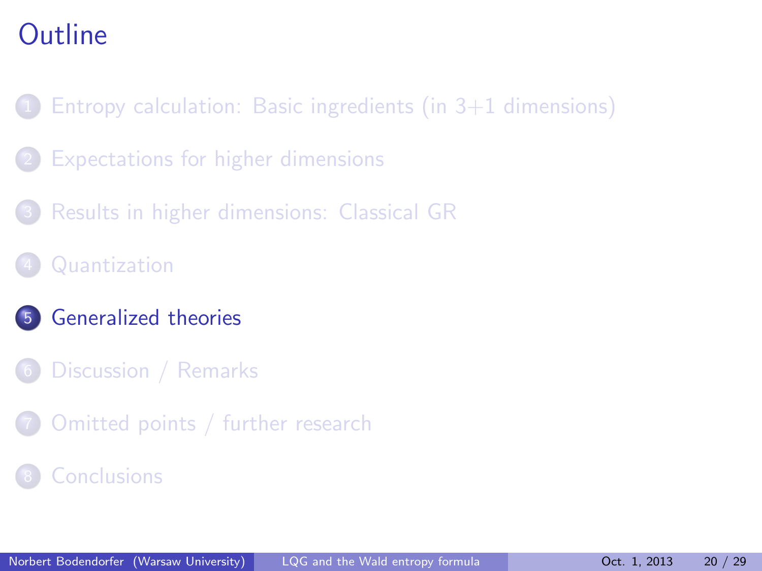# Outline

1. Entropy calculation: Basic ingredients (in 3+1 dimensions)
2. Expectations for higher dimensions
3. Results in higher dimensions: Classical GR
4. Quantization
5. Generalized theories
6. Discussion / Remarks
7. Omitted points / further research
8. Conclusions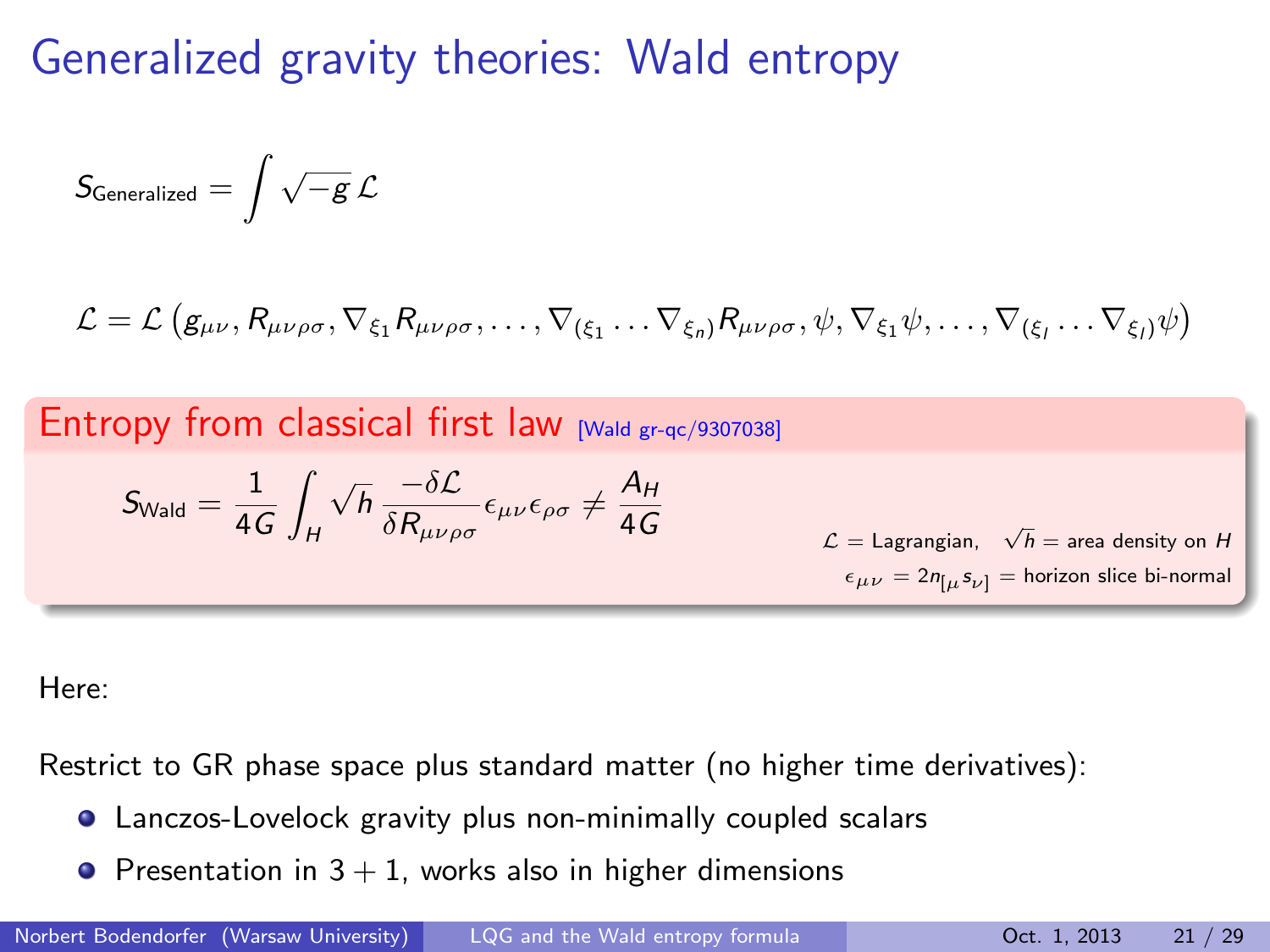# Generalized gravity theories: Wald entropy

$$S_{\text{Generalized}} = \int \sqrt{-g}\, \mathcal{L}$$

$$\mathcal{L} = \mathcal{L}\left(g_{\mu\nu}, R_{\mu\nu\rho\sigma}, \nabla_{\xi_1} R_{\mu\nu\rho\sigma}, \ldots, \nabla_{(\xi_1} \ldots \nabla_{\xi_n)} R_{\mu\nu\rho\sigma}, \psi, \nabla_{\xi_1}\psi, \ldots, \nabla_{(\xi_l} \ldots \nabla_{\xi_l)}\psi\right)$$

## Entropy from classical first law [Wald gr-qc/9307038]

$$S_{\text{Wald}} = \frac{1}{4G} \int_H \sqrt{h}\, \frac{-\delta \mathcal{L}}{\delta R_{\mu\nu\rho\sigma}} \epsilon_{\mu\nu} \epsilon_{\rho\sigma} \neq \frac{A_H}{4G}$$

$\mathcal{L}$ = Lagrangian, $\sqrt{h}$ = area density on $H$

$\epsilon_{\mu\nu} = 2 n_{[\mu} s_{\nu]}$ = horizon slice bi-normal

Here:

Restrict to GR phase space plus standard matter (no higher time derivatives):

- Lanczos-Lovelock gravity plus non-minimally coupled scalars
- Presentation in $3+1$, works also in higher dimensions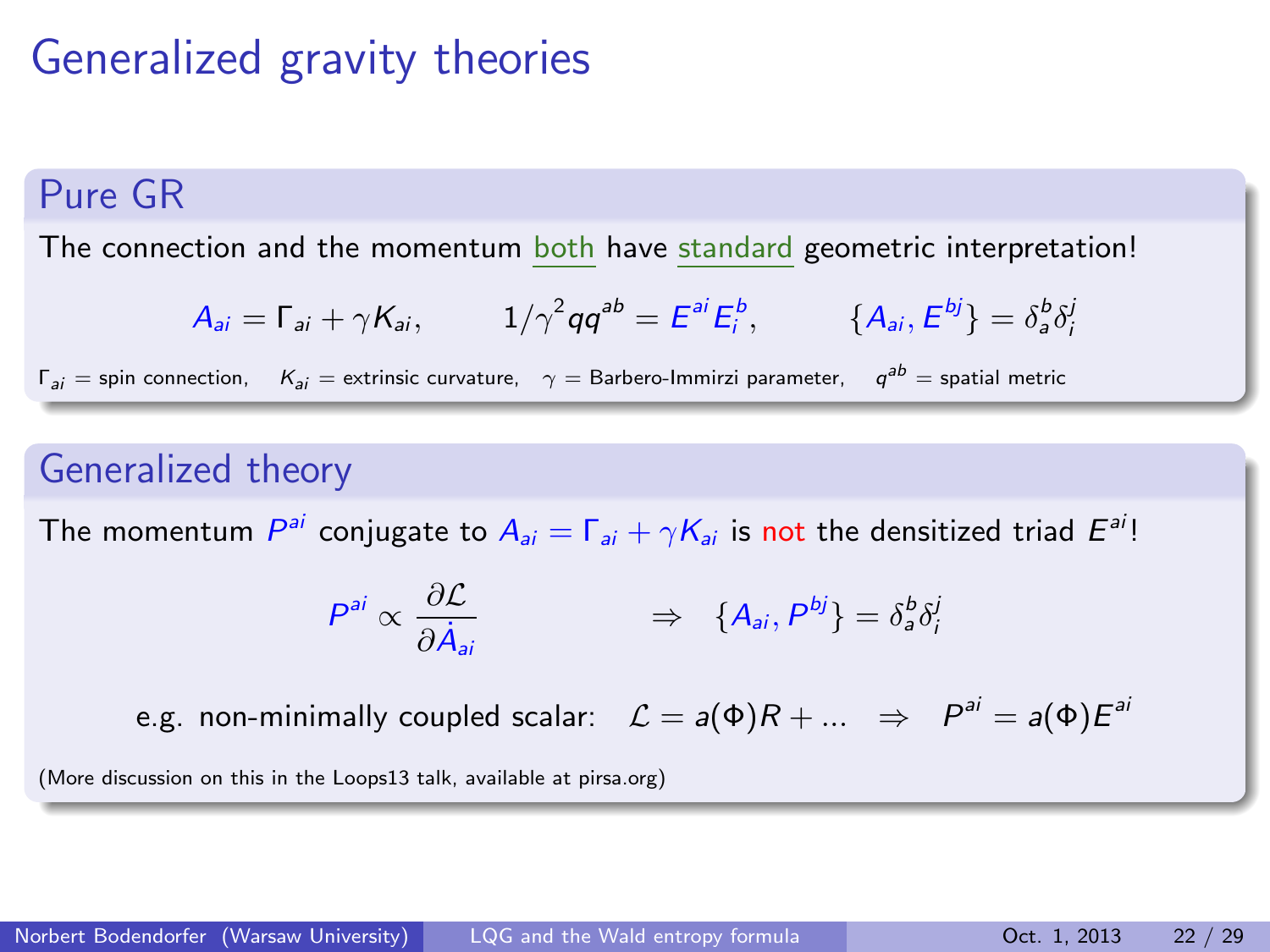# Generalized gravity theories

## Pure GR

The connection and the momentum both have standard geometric interpretation!

$$A_{ai} = \Gamma_{ai} + \gamma K_{ai}, \qquad 1/\gamma^2 q q^{ab} = E^{ai} E^b_i, \qquad \{A_{ai}, E^{bj}\} = \delta^b_a \delta^j_i$$

$\Gamma_{ai}$ = spin connection, $K_{ai}$ = extrinsic curvature, $\gamma$ = Barbero-Immirzi parameter, $q^{ab}$ = spatial metric

## Generalized theory

The momentum $P^{ai}$ conjugate to $A_{ai} = \Gamma_{ai} + \gamma K_{ai}$ is not the densitized triad $E^{ai}$!

$$P^{ai} \propto \frac{\partial \mathcal{L}}{\partial \dot{A}_{ai}} \qquad \Rightarrow \quad \{A_{ai}, P^{bj}\} = \delta^b_a \delta^j_i$$

e.g. non-minimally coupled scalar: $\mathcal{L} = a(\Phi) R + ... \quad \Rightarrow \quad P^{ai} = a(\Phi) E^{ai}$

(More discussion on this in the Loops13 talk, available at pirsa.org)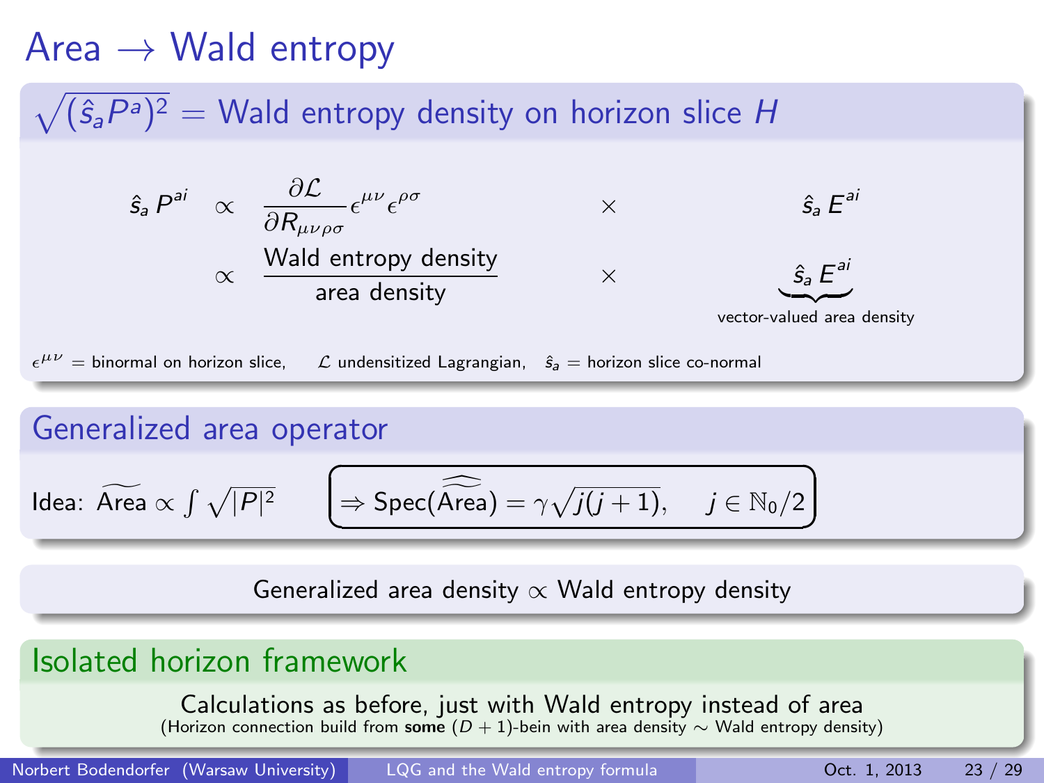# Area $\rightarrow$ Wald entropy

## $\sqrt{(\hat{s}_a P^a)^2}$ = Wald entropy density on horizon slice $H$

$$\hat{s}_a P^{ai} \quad \propto \quad \frac{\partial \mathcal{L}}{\partial R_{\mu\nu\rho\sigma}} \epsilon^{\mu\nu} \epsilon^{\rho\sigma} \quad \times \quad \hat{s}_a E^{ai}$$

$$\propto \quad \frac{\text{Wald entropy density}}{\text{area density}} \quad \times \quad \underbrace{\hat{s}_a E^{ai}}_{\text{vector-valued area density}}$$

$\epsilon^{\mu\nu}$ = binormal on horizon slice, $\mathcal{L}$ undensitized Lagrangian, $\hat{s}_a$ = horizon slice co-normal

## Generalized area operator

Idea: $\widetilde{\text{Area}} \propto \int \sqrt{|P|^2}$

$$\Rightarrow \text{Spec}(\widehat{\widetilde{\text{Area}}}) = \gamma\sqrt{j(j+1)}, \quad j \in \mathbb{N}_0/2$$

Generalized area density $\propto$ Wald entropy density

## Isolated horizon framework

Calculations as before, just with Wald entropy instead of area

(Horizon connection build from **some** $(D+1)$-bein with area density $\sim$ Wald entropy density)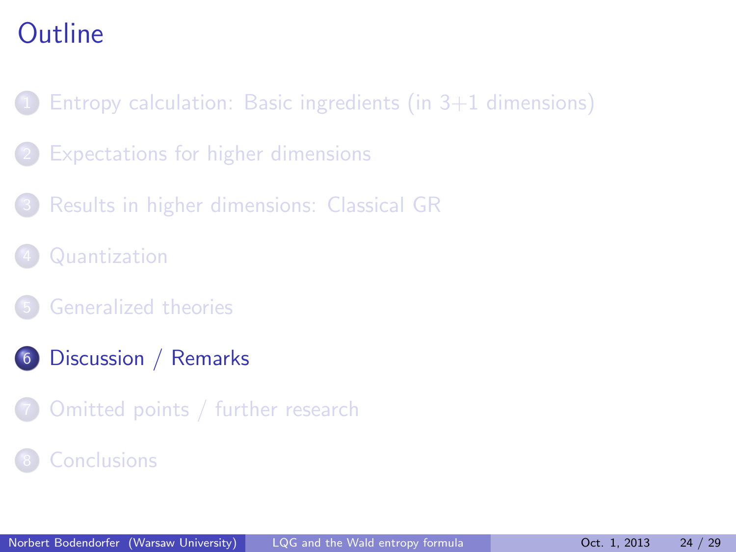# Outline

1. Entropy calculation: Basic ingredients (in 3+1 dimensions)
2. Expectations for higher dimensions
3. Results in higher dimensions: Classical GR
4. Quantization
5. Generalized theories
6. **Discussion / Remarks**
7. Omitted points / further research
8. Conclusions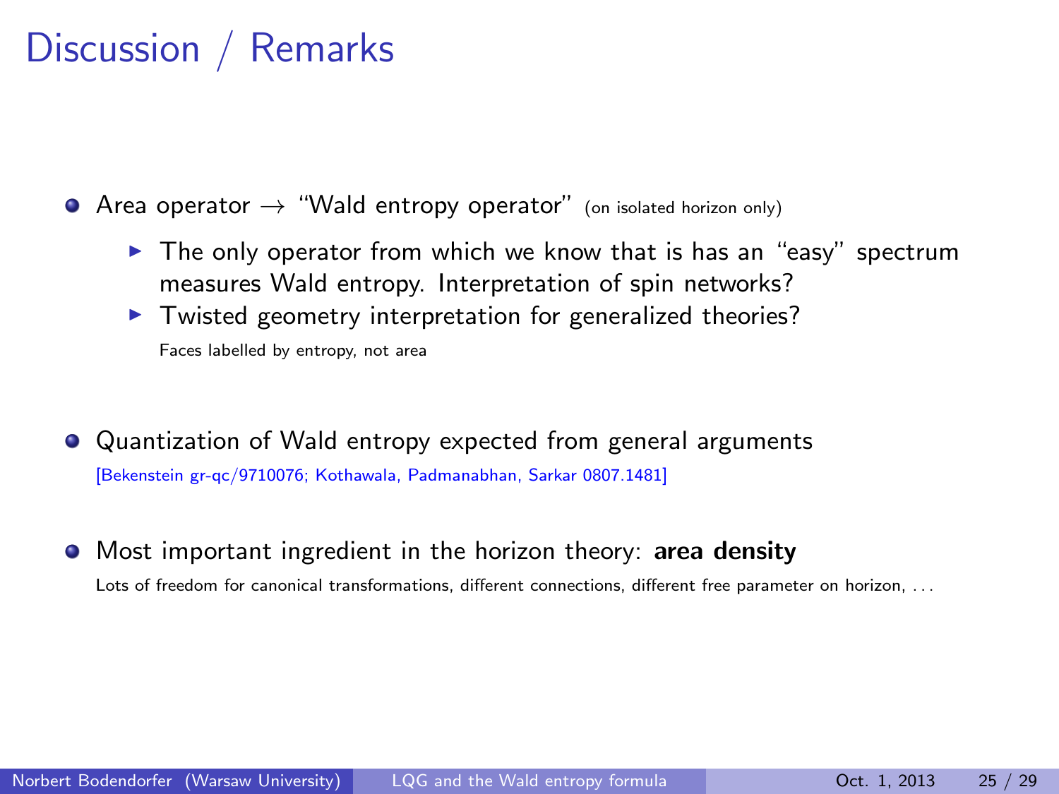# Discussion / Remarks

- Area operator → "Wald entropy operator" (on isolated horizon only)
  - The only operator from which we know that is has an "easy" spectrum measures Wald entropy. Interpretation of spin networks?
  - Twisted geometry interpretation for generalized theories?

    Faces labelled by entropy, not area

- Quantization of Wald entropy expected from general arguments

  [Bekenstein gr-qc/9710076; Kothawala, Padmanabhan, Sarkar 0807.1481]

- Most important ingredient in the horizon theory: **area density**

  Lots of freedom for canonical transformations, different connections, different free parameter on horizon, ...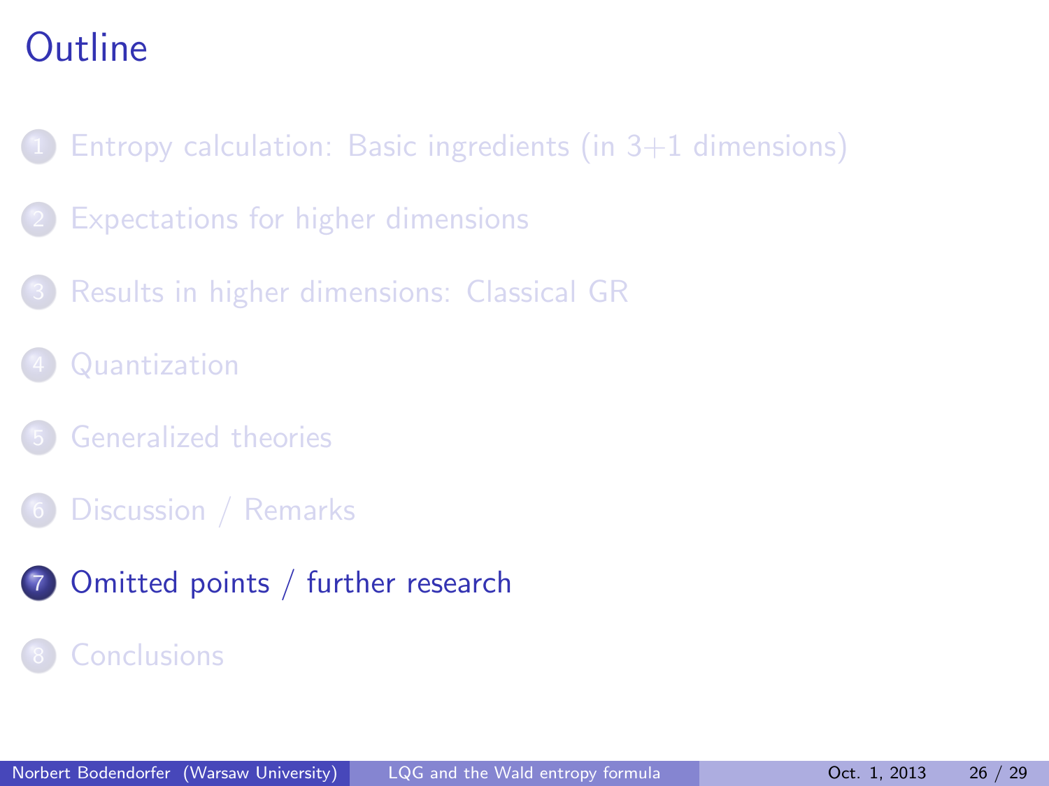# Outline

1. Entropy calculation: Basic ingredients (in 3+1 dimensions)
2. Expectations for higher dimensions
3. Results in higher dimensions: Classical GR
4. Quantization
5. Generalized theories
6. Discussion / Remarks
7. Omitted points / further research
8. Conclusions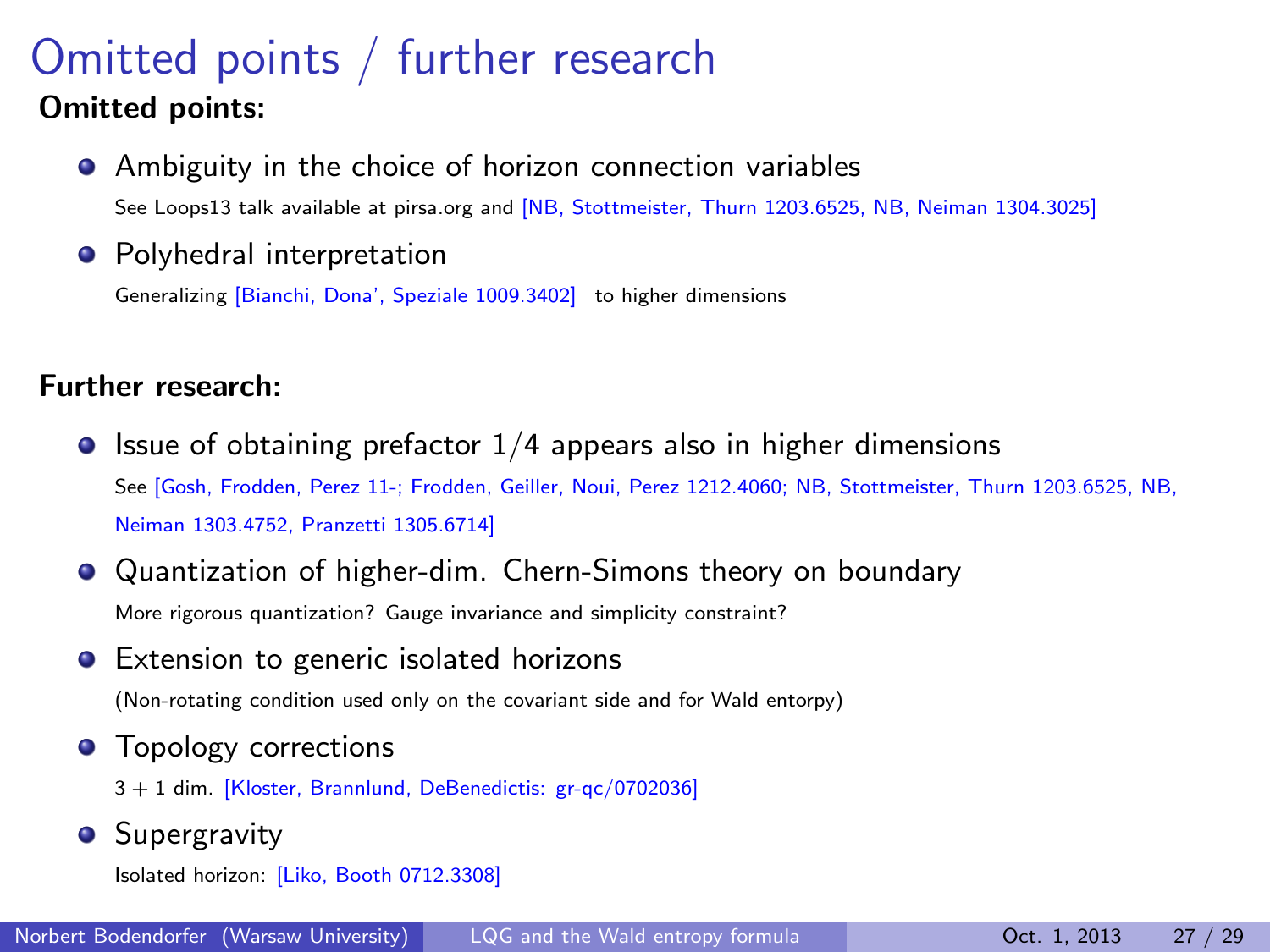# Omitted points / further research

**Omitted points:**

- Ambiguity in the choice of horizon connection variables
  See Loops13 talk available at pirsa.org and [NB, Stottmeister, Thurn 1203.6525, NB, Neiman 1304.3025]
- Polyhedral interpretation
  Generalizing [Bianchi, Dona', Speziale 1009.3402] to higher dimensions

**Further research:**

- Issue of obtaining prefactor $1/4$ appears also in higher dimensions
  See [Gosh, Frodden, Perez 11-; Frodden, Geiller, Noui, Perez 1212.4060; NB, Stottmeister, Thurn 1203.6525, NB, Neiman 1303.4752, Pranzetti 1305.6714]
- Quantization of higher-dim. Chern-Simons theory on boundary
  More rigorous quantization? Gauge invariance and simplicity constraint?
- Extension to generic isolated horizons
  (Non-rotating condition used only on the covariant side and for Wald entorpy)
- Topology corrections
  $3+1$ dim. [Kloster, Brannlund, DeBenedictis: gr-qc/0702036]
- Supergravity
  Isolated horizon: [Liko, Booth 0712.3308]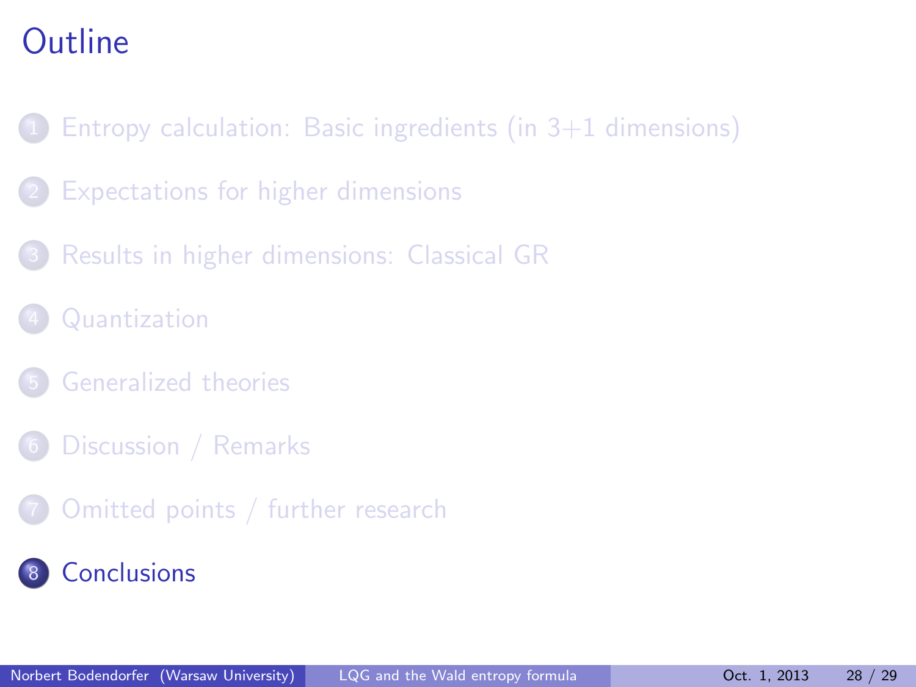# Outline

1. Entropy calculation: Basic ingredients (in 3+1 dimensions)
2. Expectations for higher dimensions
3. Results in higher dimensions: Classical GR
4. Quantization
5. Generalized theories
6. Discussion / Remarks
7. Omitted points / further research
8. Conclusions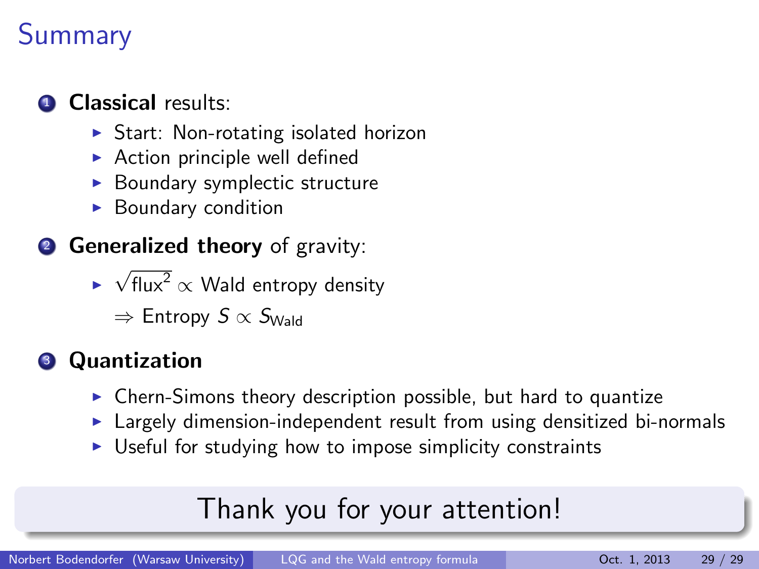# Summary

1. **Classical** results:
   - Start: Non-rotating isolated horizon
   - Action principle well defined
   - Boundary symplectic structure
   - Boundary condition

2. **Generalized theory** of gravity:
   - $\sqrt{\text{flux}^2} \propto$ Wald entropy density

     $\Rightarrow$ Entropy $S \propto S_{\text{Wald}}$

3. **Quantization**
   - Chern-Simons theory description possible, but hard to quantize
   - Largely dimension-independent result from using densitized bi-normals
   - Useful for studying how to impose simplicity constraints

Thank you for your attention!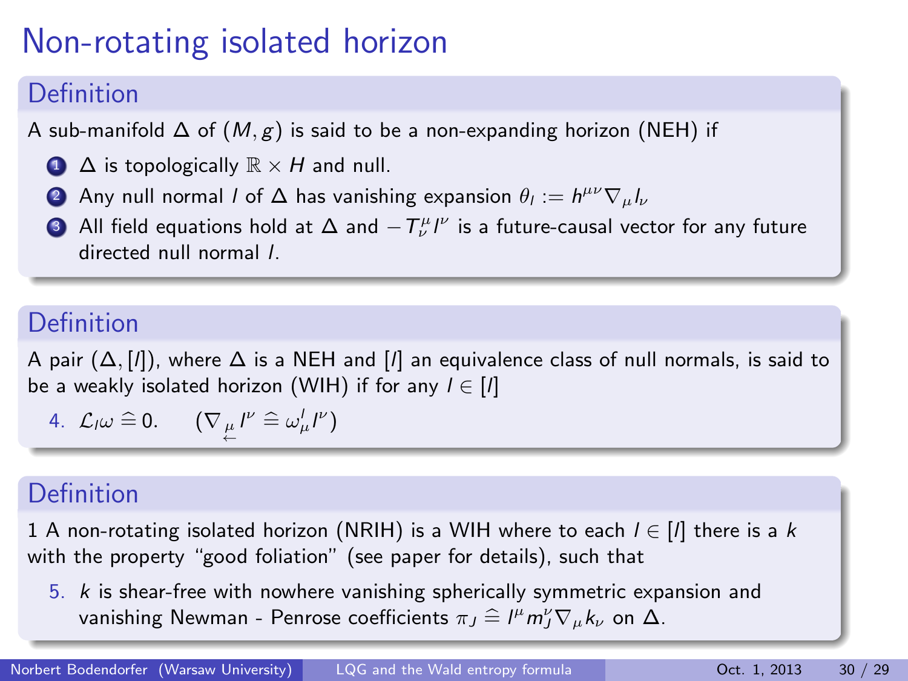# Non-rotating isolated horizon

## Definition

A sub-manifold $\Delta$ of $(M, g)$ is said to be a non-expanding horizon (NEH) if

1. $\Delta$ is topologically $\mathbb{R} \times H$ and null.
2. Any null normal $l$ of $\Delta$ has vanishing expansion $\theta_l := h^{\mu\nu}\nabla_\mu l_\nu$
3. All field equations hold at $\Delta$ and $-T^\mu_\nu l^\nu$ is a future-causal vector for any future directed null normal $l$.

## Definition

A pair $(\Delta, [l])$, where $\Delta$ is a NEH and $[l]$ an equivalence class of null normals, is said to be a weakly isolated horizon (WIH) if for any $l \in [l]$

4. $\mathcal{L}_l \omega \mathrel{\widehat{=}} 0. \qquad (\nabla_{\underset{\leftarrow}{\mu}} l^\nu \mathrel{\widehat{=}} \omega^l_\mu l^\nu)$

## Definition

1 A non-rotating isolated horizon (NRIH) is a WIH where to each $l \in [l]$ there is a $k$ with the property "good foliation" (see paper for details), such that

5. $k$ is shear-free with nowhere vanishing spherically symmetric expansion and vanishing Newman - Penrose coefficients $\pi_J \mathrel{\widehat{=}} l^\mu m^\nu_J \nabla_\mu k_\nu$ on $\Delta$.